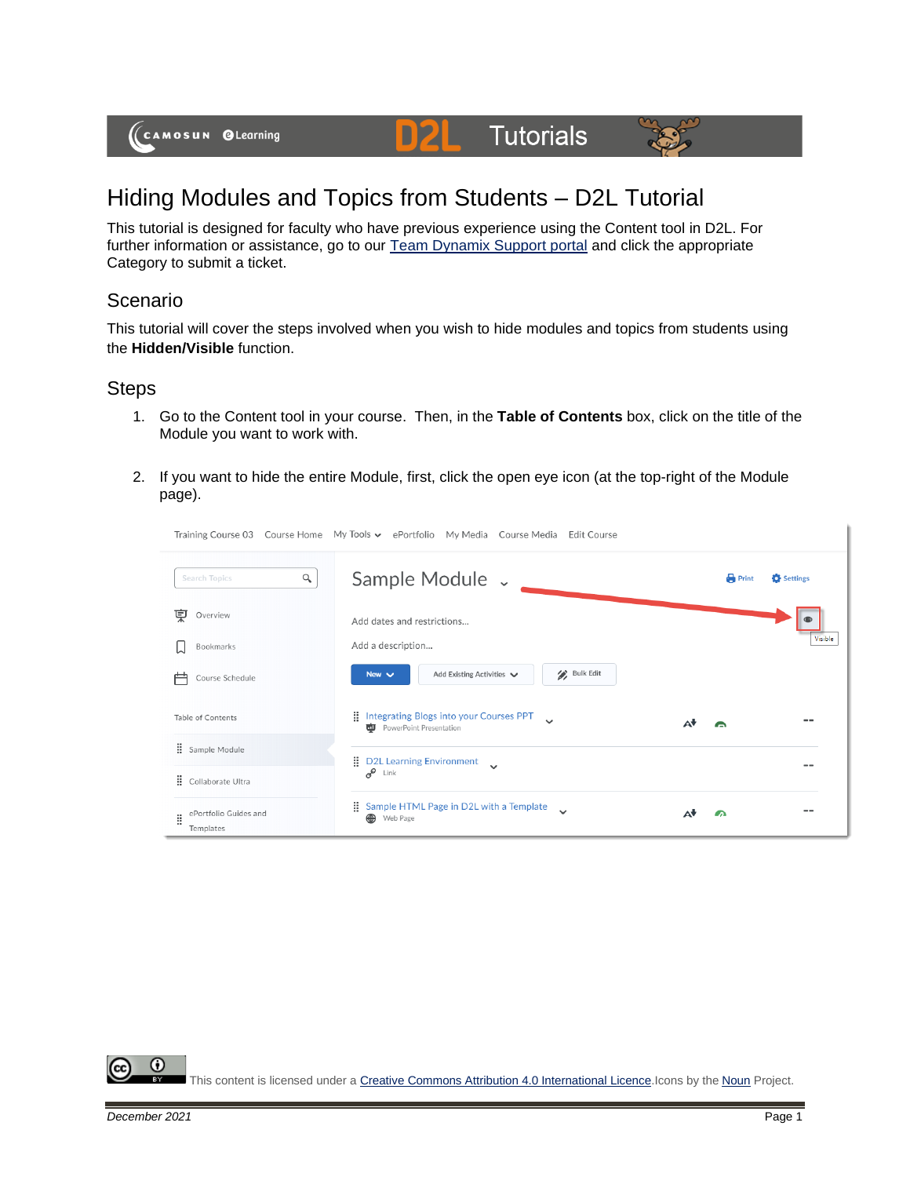# Hiding Modules and Topics from Students – D2L Tutorial

This tutorial is designed for faculty who have previous experience using the Content tool in D2L. For further information or assistance, go to our Team Dynamix Support portal and click the appropriate Category to submit a ticket.

## Scenario

This tutorial will cover the steps involved when you wish to hide modules and topics from students using the **Hidden/Visible** function.

## Steps

1. Go to the Content tool in your course. Then, in the **Table of Contents** box, click on the title of the Module you want to work with.
2. If you want to hide the entire Module, first, click the open eye icon (at the top-right of the Module page).

This content is licensed under a Creative Commons Attribution 4.0 International Licence. Icons by the Noun Project.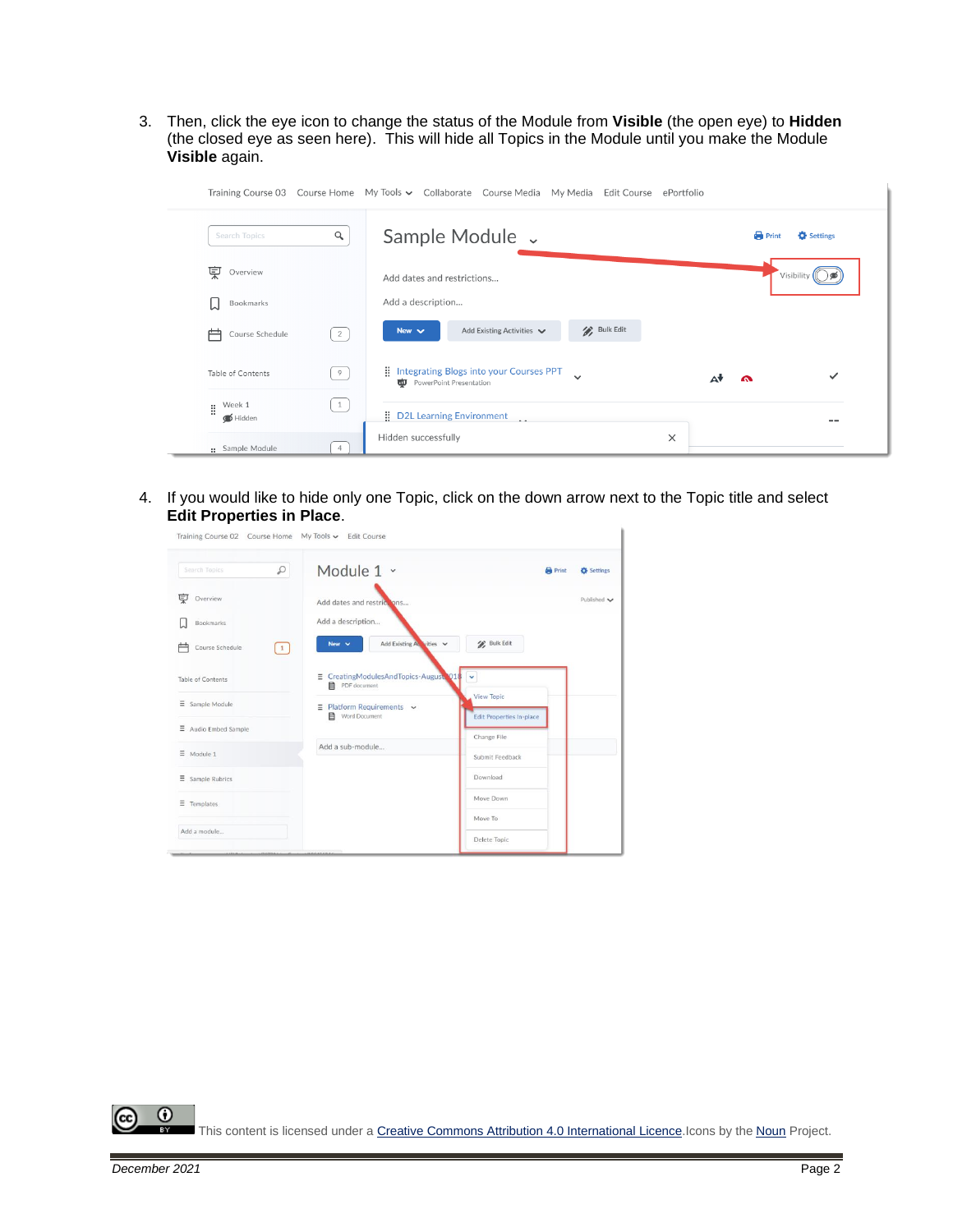3. Then, click the eye icon to change the status of the Module from **Visible** (the open eye) to **Hidden** (the closed eye as seen here). This will hide all Topics in the Module until you make the Module **Visible** again.

4. If you would like to hide only one Topic, click on the down arrow next to the Topic title and select **Edit Properties in Place**.

This content is licensed under a Creative Commons Attribution 4.0 International Licence.Icons by the Noun Project.

December 2021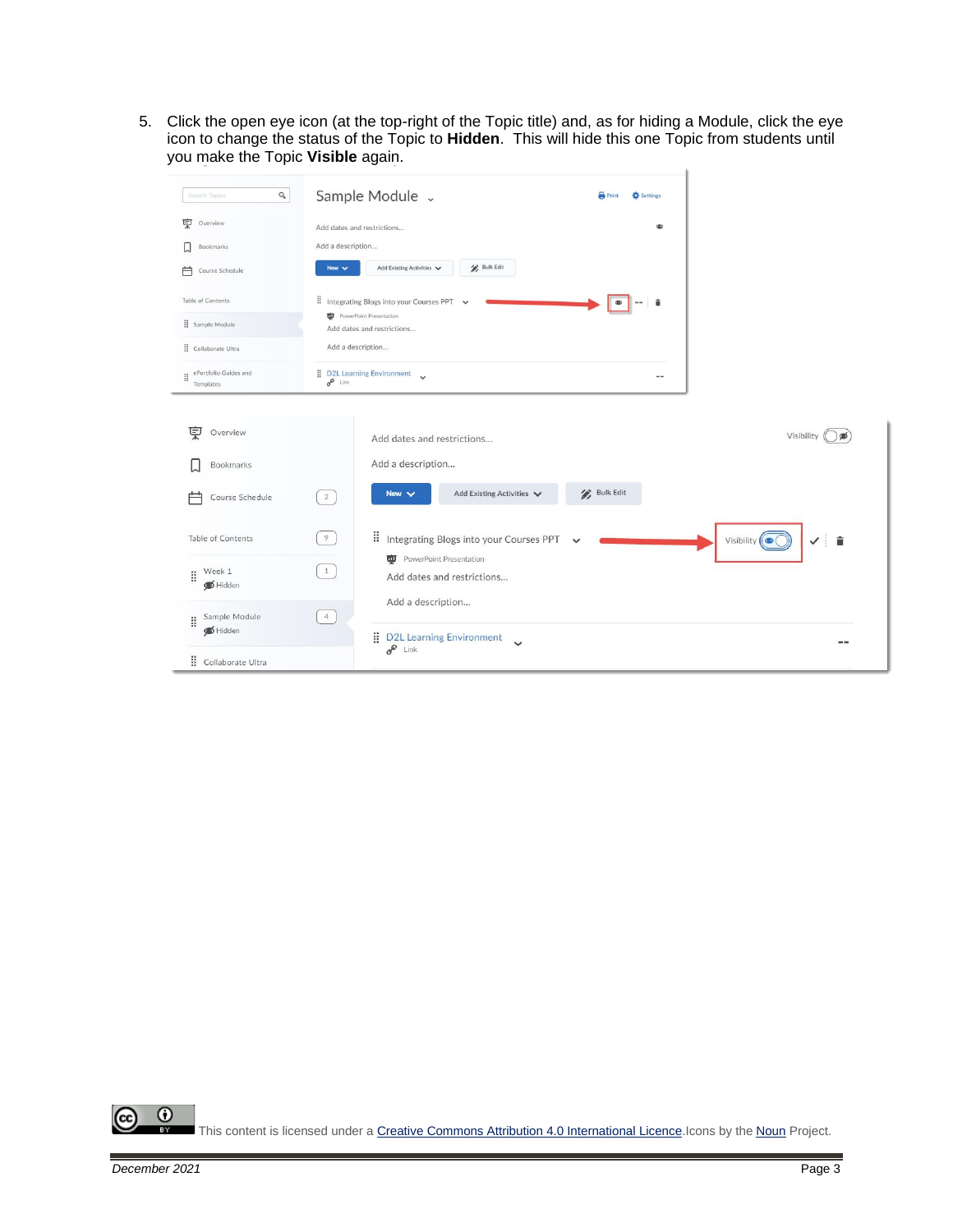5. Click the open eye icon (at the top-right of the Topic title) and, as for hiding a Module, click the eye icon to change the status of the Topic to **Hidden**. This will hide this one Topic from students until you make the Topic **Visible** again.

This content is licensed under a [Creative Commons Attribution 4.0 International Licence](). Icons by the [Noun]() Project.

*December 2021*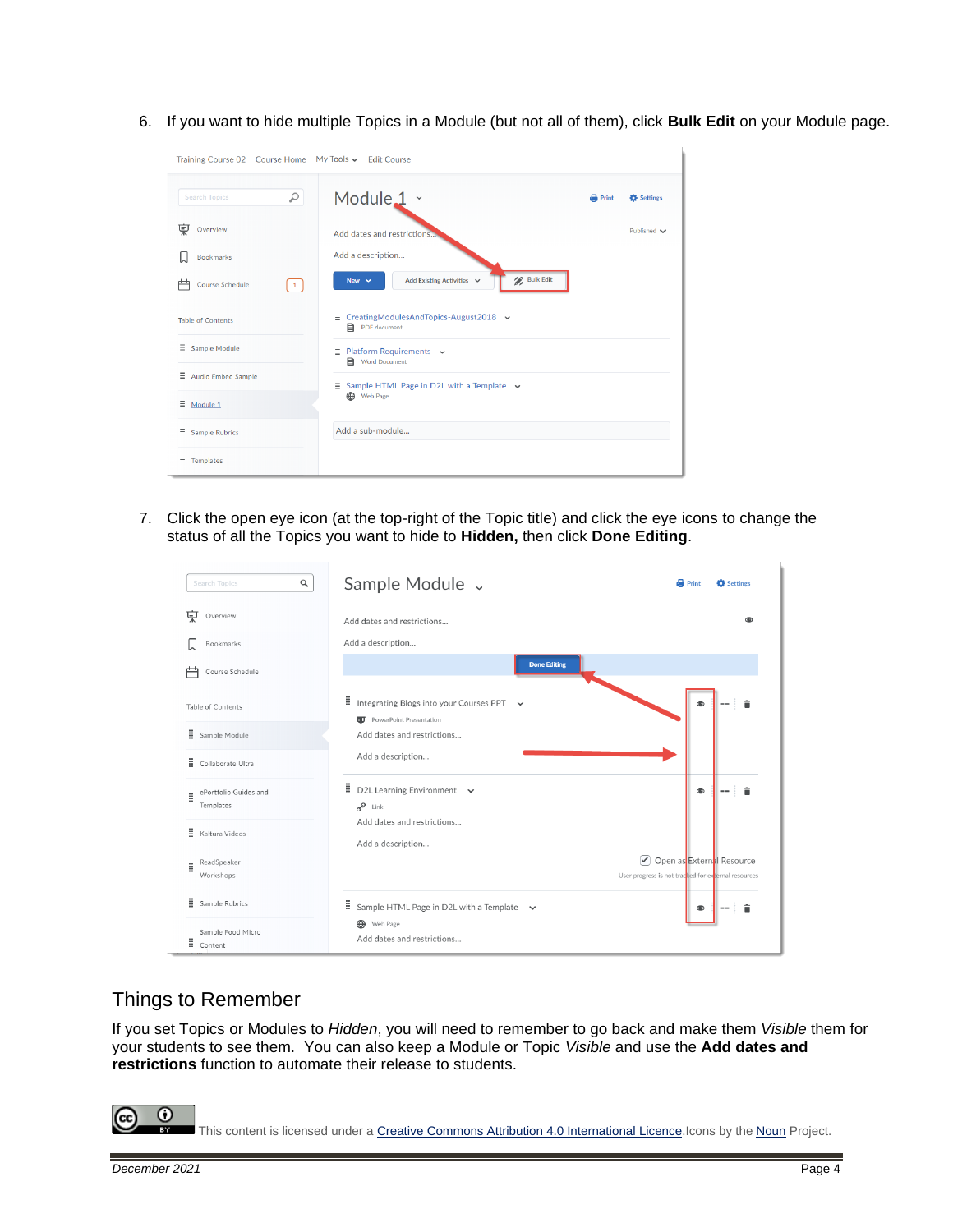6. If you want to hide multiple Topics in a Module (but not all of them), click **Bulk Edit** on your Module page.

7. Click the open eye icon (at the top-right of the Topic title) and click the eye icons to change the status of all the Topics you want to hide to **Hidden,** then click **Done Editing**.

## Things to Remember

If you set Topics or Modules to *Hidden*, you will need to remember to go back and make them *Visible* them for your students to see them. You can also keep a Module or Topic *Visible* and use the **Add dates and restrictions** function to automate their release to students.

This content is licensed under a [Creative Commons Attribution 4.0 International Licence](). Icons by the [Noun]() Project.

*December 2021*